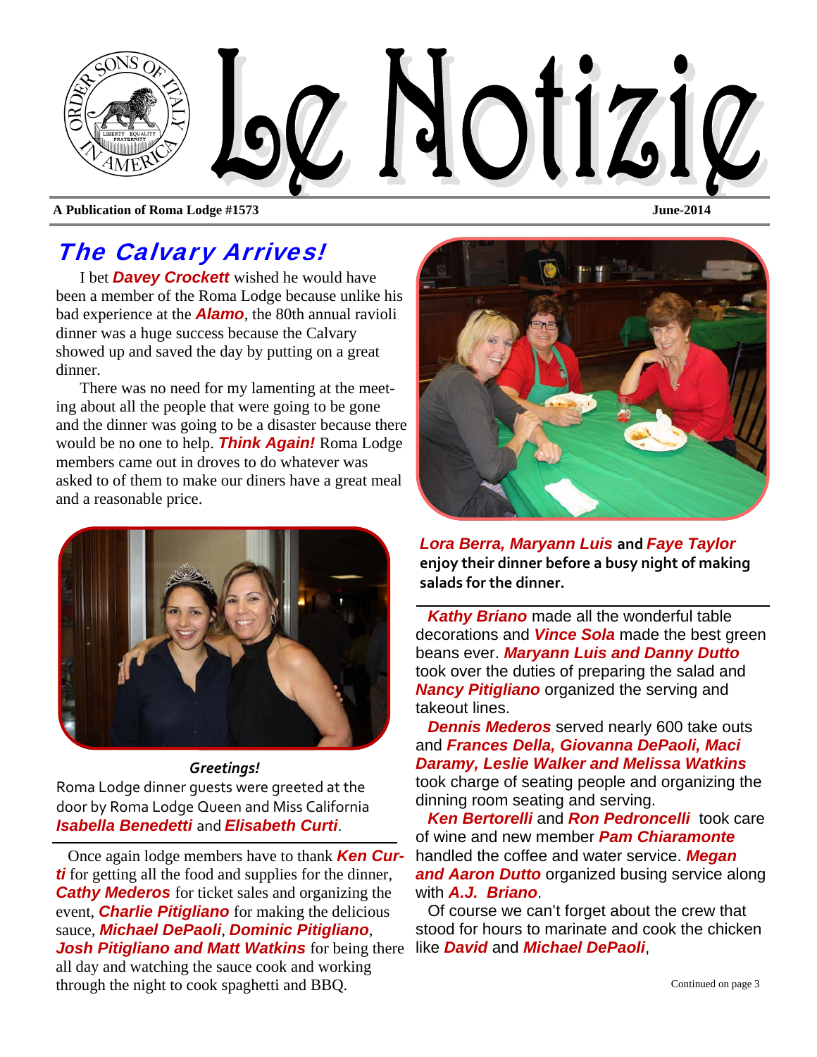# Le Notizie

**A Publication of Roma Lodge #1573** **June-2014**

## The Calvary Arrives!

I bet ***Davey Crockett*** wished he would have been a member of the Roma Lodge because unlike his bad experience at the ***Alamo***, the 80th annual ravioli dinner was a huge success because the Calvary showed up and saved the day by putting on a great dinner.

There was no need for my lamenting at the meeting about all the people that were going to be gone and the dinner was going to be a disaster because there would be no one to help. ***Think Again!*** Roma Lodge members came out in droves to do whatever was asked to of them to make our diners have a great meal and a reasonable price.

***Greetings!***
Roma Lodge dinner guests were greeted at the door by Roma Lodge Queen and Miss California ***Isabella Benedetti*** and ***Elisabeth Curti***.

Once again lodge members have to thank ***Ken Curti*** for getting all the food and supplies for the dinner, ***Cathy Mederos*** for ticket sales and organizing the event, ***Charlie Pitigliano*** for making the delicious sauce, ***Michael DePaoli***, ***Dominic Pitigliano***, ***Josh Pitigliano and Matt Watkins*** for being there all day and watching the sauce cook and working through the night to cook spaghetti and BBQ.

***Lora Berra, Maryann Luis*** **and** ***Faye Taylor*** **enjoy their dinner before a busy night of making salads for the dinner.**

***Kathy Briano*** made all the wonderful table decorations and ***Vince Sola*** made the best green beans ever. ***Maryann Luis and Danny Dutto*** took over the duties of preparing the salad and ***Nancy Pitigliano*** organized the serving and takeout lines.

***Dennis Mederos*** served nearly 600 take outs and ***Frances Della, Giovanna DePaoli, Maci Daramy, Leslie Walker and Melissa Watkins*** took charge of seating people and organizing the dinning room seating and serving.

***Ken Bertorelli*** and ***Ron Pedroncelli*** took care of wine and new member ***Pam Chiaramonte*** handled the coffee and water service. ***Megan and Aaron Dutto*** organized busing service along with ***A.J. Briano***.

Of course we can't forget about the crew that stood for hours to marinate and cook the chicken like ***David*** and ***Michael DePaoli***,

Continued on page 3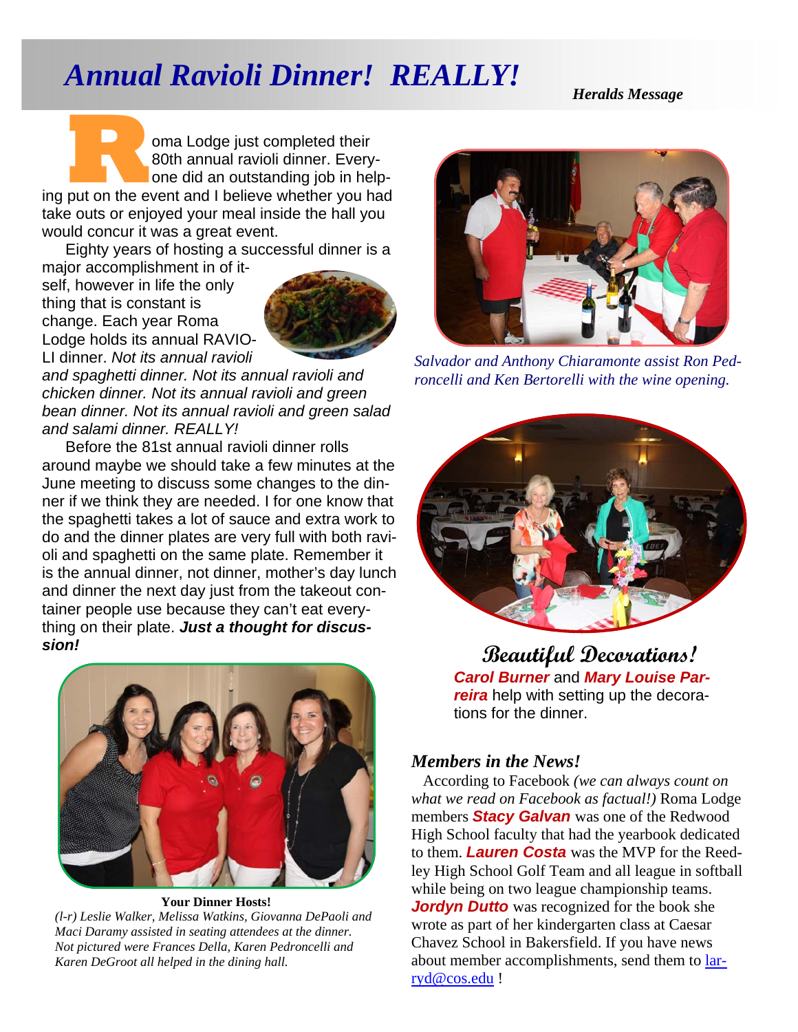# Annual Ravioli Dinner! REALLY!

*Heralds Message*

Roma Lodge just completed their 80th annual ravioli dinner. Everyone did an outstanding job in helping put on the event and I believe whether you had take outs or enjoyed your meal inside the hall you would concur it was a great event.

Eighty years of hosting a successful dinner is a major accomplishment in of itself, however in life the only thing that is constant is change. Each year Roma Lodge holds its annual RAVIOLI dinner. *Not its annual ravioli and spaghetti dinner. Not its annual ravioli and chicken dinner. Not its annual ravioli and green bean dinner. Not its annual ravioli and green salad and salami dinner. REALLY!*

Before the 81st annual ravioli dinner rolls around maybe we should take a few minutes at the June meeting to discuss some changes to the dinner if we think they are needed. I for one know that the spaghetti takes a lot of sauce and extra work to do and the dinner plates are very full with both ravioli and spaghetti on the same plate. Remember it is the annual dinner, not dinner, mother's day lunch and dinner the next day just from the takeout container people use because they can't eat everything on their plate. ***Just a thought for discussion!***

**Your Dinner Hosts!**

*(l-r) Leslie Walker, Melissa Watkins, Giovanna DePaoli and Maci Daramy assisted in seating attendees at the dinner. Not pictured were Frances Della, Karen Pedroncelli and Karen DeGroot all helped in the dining hall.*

*Salvador and Anthony Chiaramonte assist Ron Pedroncelli and Ken Bertorelli with the wine opening.*

**Beautiful Decorations!**

***Carol Burner*** and ***Mary Louise Parreira*** help with setting up the decorations for the dinner.

### *Members in the News!*

According to Facebook *(we can always count on what we read on Facebook as factual!)* Roma Lodge members ***Stacy Galvan*** was one of the Redwood High School faculty that had the yearbook dedicated to them. ***Lauren Costa*** was the MVP for the Reedley High School Golf Team and all league in softball while being on two league championship teams. ***Jordyn Dutto*** was recognized for the book she wrote as part of her kindergarten class at Caesar Chavez School in Bakersfield. If you have news about member accomplishments, send them to larryd@cos.edu !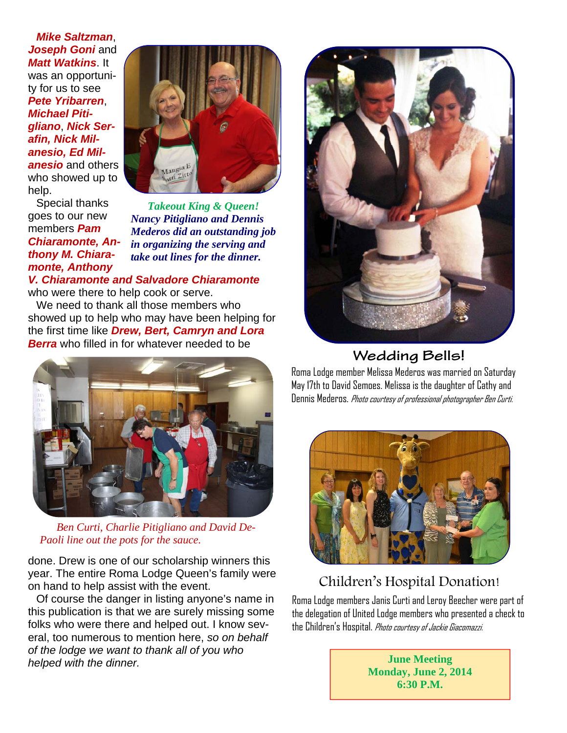***Mike Saltzman***, ***Joseph Goni*** and ***Matt Watkins***. It was an opportunity for us to see ***Pete Yribarren***, ***Michael Pitigliano***, ***Nick Serafin, Nick Milanesio, Ed Milanesio*** and others who showed up to help.

Special thanks goes to our new members ***Pam Chiaramonte, Anthony M. Chiaramonte, Anthony V. Chiaramonte and Salvadore Chiaramonte*** who were there to help cook or serve.

*Takeout King & Queen!* ***Nancy Pitigliano and Dennis Mederos did an outstanding job in organizing the serving and take out lines for the dinner.***

We need to thank all those members who showed up to help who may have been helping for the first time like ***Drew, Bert, Camryn and Lora Berra*** who filled in for whatever needed to be done. Drew is one of our scholarship winners this year. The entire Roma Lodge Queen's family were on hand to help assist with the event.

*Ben Curti, Charlie Pitigliano and David DePaoli line out the pots for the sauce.*

Of course the danger in listing anyone's name in this publication is that we are surely missing some folks who were there and helped out. I know several, too numerous to mention here, *so on behalf of the lodge we want to thank all of you who helped with the dinner.*

## Wedding Bells!

Roma Lodge member Melissa Mederos was married on Saturday May 17th to David Semoes. Melissa is the daughter of Cathy and Dennis Mederos. *Photo courtesy of professional photographer Ben Curti.*

## Children's Hospital Donation!

Roma Lodge members Janis Curti and Leroy Beecher were part of the delegation of United Lodge members who presented a check to the Children's Hospital. *Photo courtesy of Jackie Giacomazzi.*

**June Meeting**
**Monday, June 2, 2014**
**6:30 P.M.**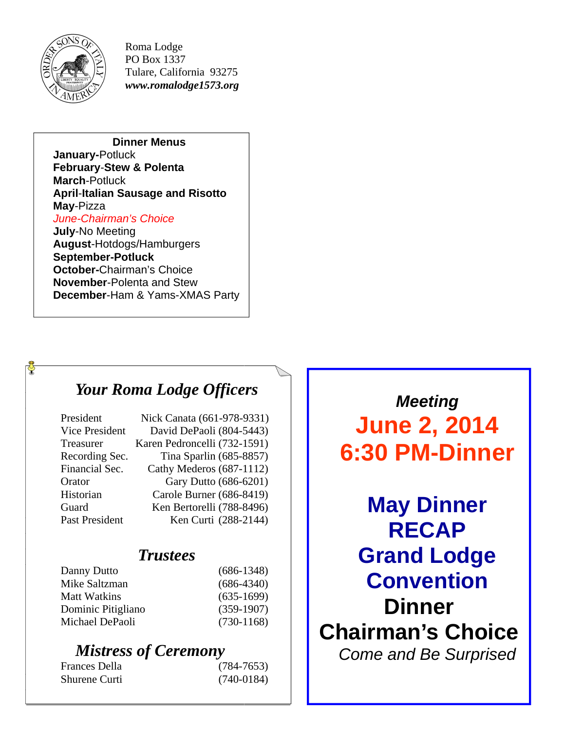Roma Lodge
PO Box 1337
Tulare, California 93275
***www.romalodge1573.org***

**Dinner Menus**

**January-**Potluck
**February-Stew & Polenta**
**March**-Potluck
**April-Italian Sausage and Risotto**
**May**-Pizza
*June-Chairman's Choice*
**July**-No Meeting
**August**-Hotdogs/Hamburgers
**September-Potluck**
**October**-Chairman's Choice
**November**-Polenta and Stew
**December**-Ham & Yams-XMAS Party

## *Your Roma Lodge Officers*

| | |
|---|---|
| President | Nick Canata (661-978-9331) |
| Vice President | David DePaoli (804-5443) |
| Treasurer | Karen Pedroncelli (732-1591) |
| Recording Sec. | Tina Sparlin (685-8857) |
| Financial Sec. | Cathy Mederos (687-1112) |
| Orator | Gary Dutto (686-6201) |
| Historian | Carole Burner (686-8419) |
| Guard | Ken Bertorelli (788-8496) |
| Past President | Ken Curti (288-2144) |

### *Trustees*

| | |
|---|---|
| Danny Dutto | (686-1348) |
| Mike Saltzman | (686-4340) |
| Matt Watkins | (635-1699) |
| Dominic Pitigliano | (359-1907) |
| Michael DePaoli | (730-1168) |

### *Mistress of Ceremony*

| | |
|---|---|
| Frances Della | (784-7653) |
| Shurene Curti | (740-0184) |

***Meeting***

**June 2, 2014**
**6:30 PM-Dinner**

**May Dinner RECAP**
**Grand Lodge Convention**
**Dinner**
**Chairman's Choice**
*Come and Be Surprised*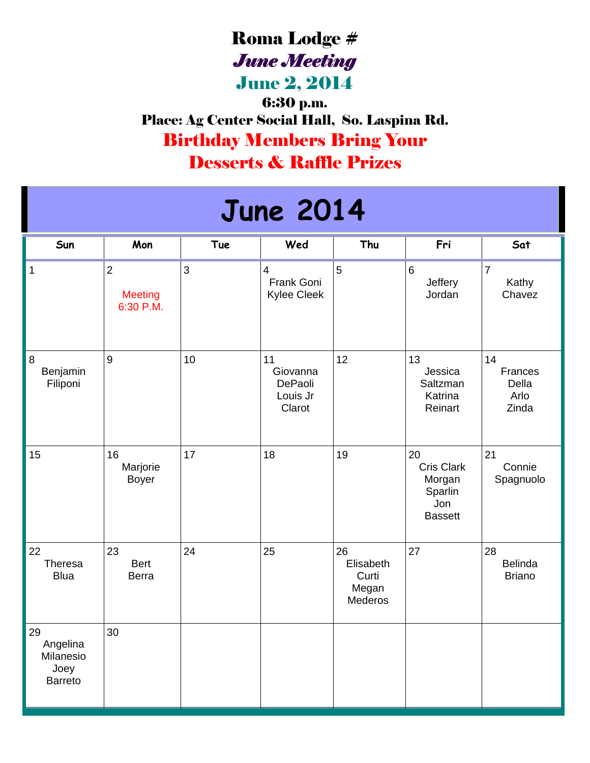# Roma Lodge #

## *June Meeting*

## June 2, 2014

**6:30 p.m.**

**Place: Ag Center Social Hall, So. Laspina Rd.**

**Birthday Members Bring Your Desserts & Raffle Prizes**

# June 2014

| Sun | Mon | Tue | Wed | Thu | Fri | Sat |
|---|---|---|---|---|---|---|
| 1 | 2 Meeting 6:30 P.M. | 3 | 4 Frank Goni Kylee Cleek | 5 | 6 Jeffery Jordan | 7 Kathy Chavez |
| 8 Benjamin Filiponi | 9 | 10 | 11 Giovanna DePaoli Louis Jr Clarot | 12 | 13 Jessica Saltzman Katrina Reinart | 14 Frances Della Arlo Zinda |
| 15 | 16 Marjorie Boyer | 17 | 18 | 19 | 20 Cris Clark Morgan Sparlin Jon Bassett | 21 Connie Spagnuolo |
| 22 Theresa Blua | 23 Bert Berra | 24 | 25 | 26 Elisabeth Curti Megan Mederos | 27 | 28 Belinda Briano |
| 29 Angelina Milanesio Joey Barreto | 30 | | | | | |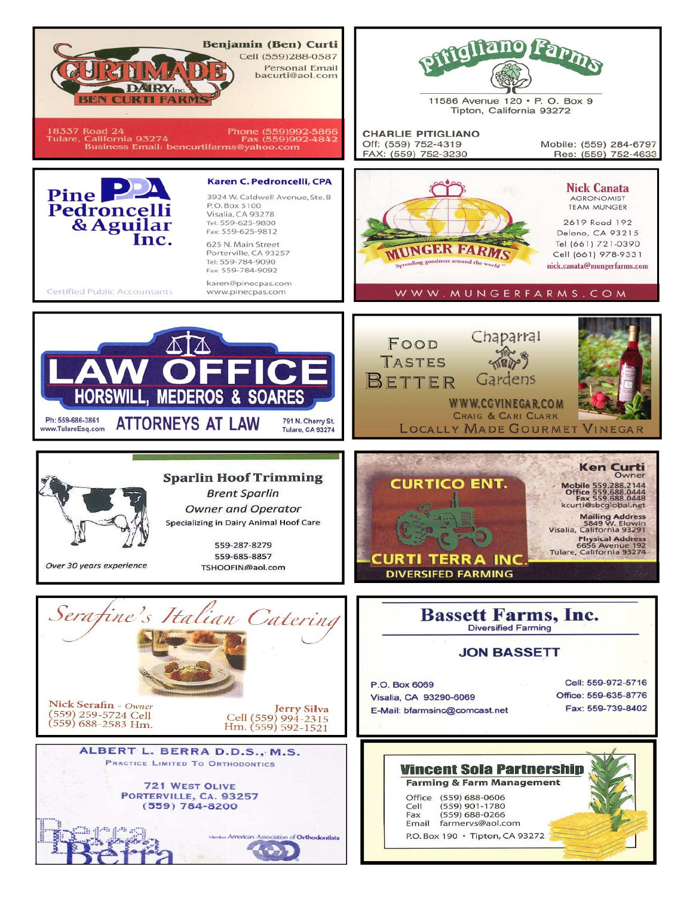**CURTIMADE DAIRY Inc.**
**BEN CURTI FARMS**

**Benjamin (Ben) Curti**
Cell (559)288-0587
Personal Email
bacurti@aol.com

18337 Road 24
Tulare, California 93274
Phone (559)992-5866
Fax (559)992-4842
Business Email: bencurtifarms@yahoo.com

---

**Pitigliano Farms**

11586 Avenue 120 • P. O. Box 9
Tipton, California 93272

**CHARLIE PITIGLIANO**
Off: (559) 752-4319
FAX: (559) 752-3230
Mobile: (559) 284-6797
Res: (559) 752-4633

---

**Pine Pedroncelli & Aguilar Inc.**
Certified Public Accountants

**Karen C. Pedroncelli, CPA**

3924 W. Caldwell Avenue, Ste. B
P.O. Box 5100
Visalia, CA 93278
Tel: 559-625-9800
Fax: 559-625-9812

625 N. Main Street
Porterville, CA 93257
Tel: 559-784-9090
Fax: 559-784-9092

karen@pinecpas.com
www.pinecpas.com

---

**MUNGER FARMS**
Spreading goodness around the world

**Nick Canata**
AGRONOMIST
TEAM MUNGER

2619 Road 192
Delano, CA 93215
Tel (661) 721-0390
Cell (661) 978-9331
nick.canata@mungerfarms.com

WWW.MUNGERFARMS.COM

---

**LAW OFFICE**
**HORSWILL, MEDEROS & SOARES**
**ATTORNEYS AT LAW**

Ph: 559-686-3861
www.TulareEsq.com
791 N. Cherry St.
Tulare, CA 93274

---

**Chaparral Gardens**

FOOD TASTES BETTER

WWW.CGVINEGAR.COM
CRAIG & CARI CLARK
LOCALLY MADE GOURMET VINEGAR

---

**Sparlin Hoof Trimming**
*Brent Sparlin*
*Owner and Operator*
Specializing in Dairy Animal Hoof Care

559-287-8279
559-685-8857
TSHOOFIN@aol.com

*Over 30 years experience*

---

**CURTICO ENT.**
**CURTI TERRA INC.**
DIVERSIFED FARMING

**Ken Curti**
Owner
Mobile 559.288.2144
Office 559.688.0444
Fax 559.688.0448
kcurti@sbcglobal.net

Mailing Address
5849 W. Elowin
Visalia, California 93291

Physical Address
6656 Avenue 192
Tulare, California 93274

---

*Serafine's Italian Catering*

Nick Serafin - *Owner*
(559) 259-5724 Cell
(559) 688-2583 Hm.

Jerry Silva
Cell (559) 994-2315
Hm. (559) 592-1521

---

**Bassett Farms, Inc.**
Diversified Farming

**JON BASSETT**

P.O. Box 6069
Visalia, CA 93290-6069
E-Mail: bfarmsinc@comcast.net

Cell: 559-972-5716
Office: 559-635-8776
Fax: 559-739-8402

---

**ALBERT L. BERRA D.D.S., M.S.**
PRACTICE LIMITED TO ORTHODONTICS

721 WEST OLIVE
PORTERVILLE, CA. 93257
(559) 784-8200

Berra

Member American Association of Orthodontists

---

**Vincent Sola Partnership**
**Farming & Farm Management**

Office (559) 688-0606
Cell (559) 901-1780
Fax (559) 688-0266
Email farmervs@aol.com

P.O. Box 190 • Tipton, CA 93272